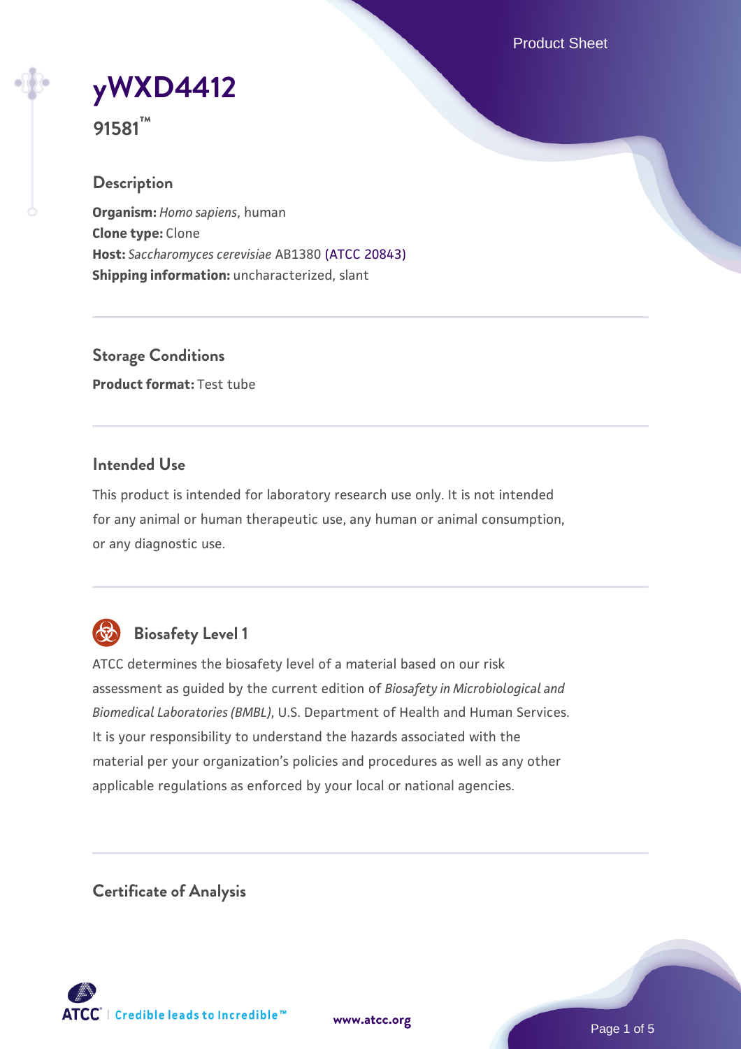# yWXD4412

**91581™**

## Description

**Organism:** *Homo sapiens*, human
**Clone type:** Clone
**Host:** *Saccharomyces cerevisiae* AB1380 (ATCC 20843)
**Shipping information:** uncharacterized, slant

## Storage Conditions

**Product format:** Test tube

## Intended Use

This product is intended for laboratory research use only. It is not intended for any animal or human therapeutic use, any human or animal consumption, or any diagnostic use.

## Biosafety Level 1

ATCC determines the biosafety level of a material based on our risk assessment as guided by the current edition of *Biosafety in Microbiological and Biomedical Laboratories (BMBL)*, U.S. Department of Health and Human Services. It is your responsibility to understand the hazards associated with the material per your organization's policies and procedures as well as any other applicable regulations as enforced by your local or national agencies.

## Certificate of Analysis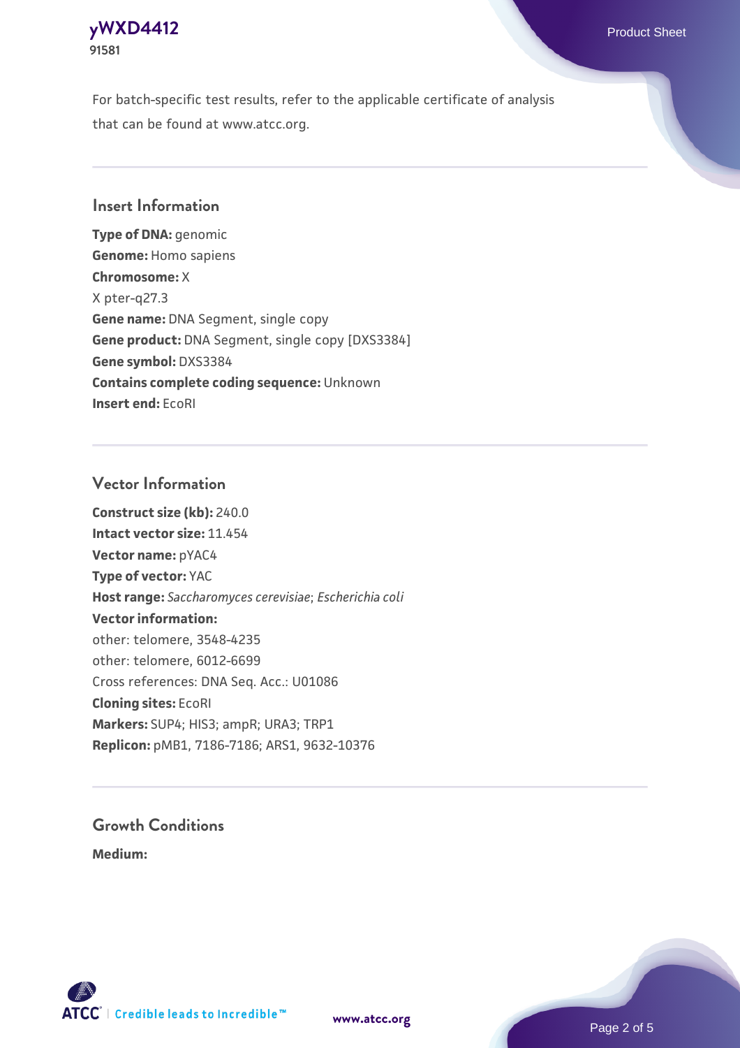For batch-specific test results, refer to the applicable certificate of analysis that can be found at www.atcc.org.

## Insert Information

**Type of DNA:** genomic
**Genome:** Homo sapiens
**Chromosome:** X
X pter-q27.3
**Gene name:** DNA Segment, single copy
**Gene product:** DNA Segment, single copy [DXS3384]
**Gene symbol:** DXS3384
**Contains complete coding sequence:** Unknown
**Insert end:** EcoRI

## Vector Information

**Construct size (kb):** 240.0
**Intact vector size:** 11.454
**Vector name:** pYAC4
**Type of vector:** YAC
**Host range:** *Saccharomyces cerevisiae*; *Escherichia coli*
**Vector information:**
other: telomere, 3548-4235
other: telomere, 6012-6699
Cross references: DNA Seq. Acc.: U01086
**Cloning sites:** EcoRI
**Markers:** SUP4; HIS3; ampR; URA3; TRP1
**Replicon:** pMB1, 7186-7186; ARS1, 9632-10376

## Growth Conditions

**Medium:**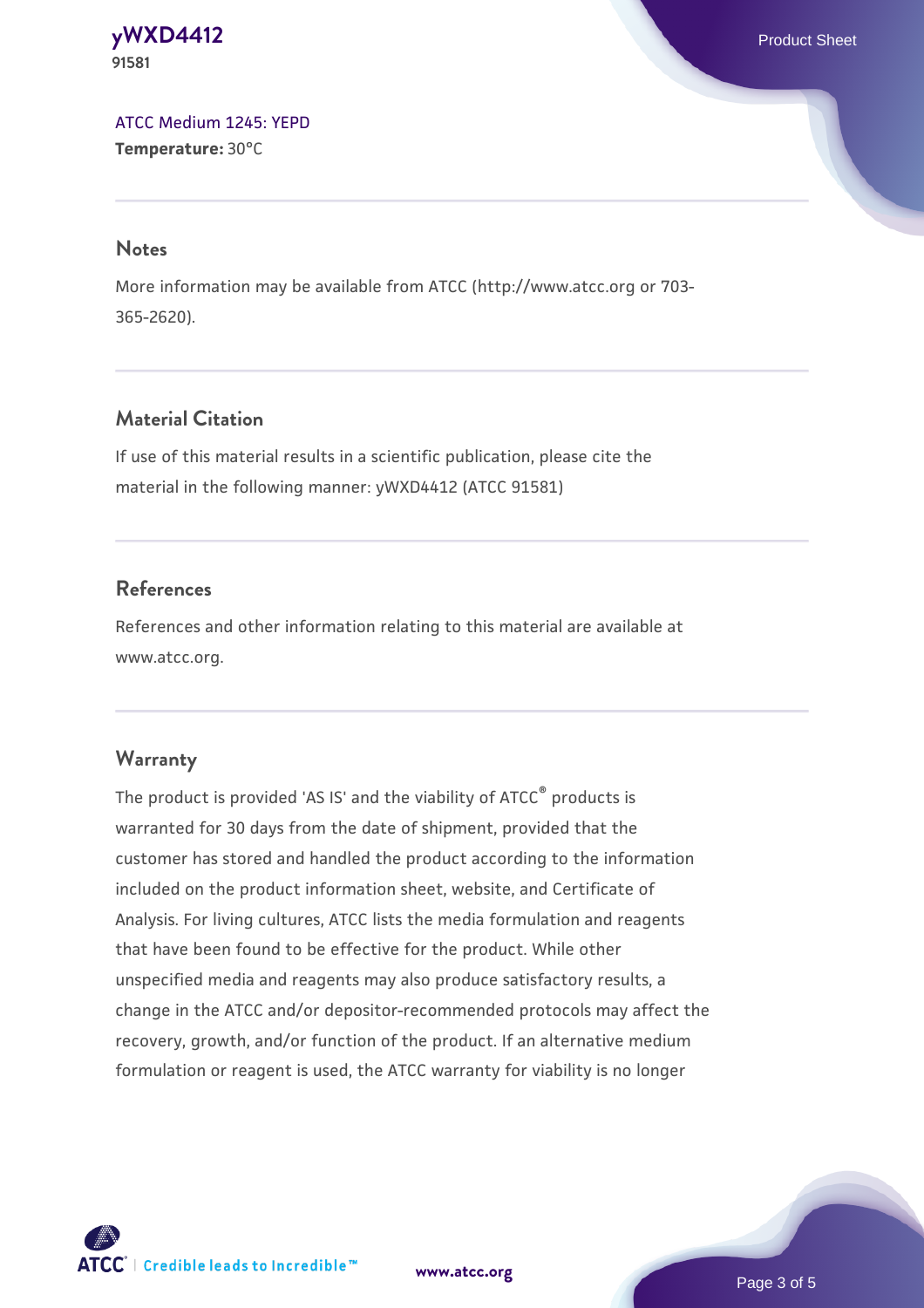ATCC Medium 1245: YEPD
**Temperature:** 30°C

## Notes

More information may be available from ATCC (http://www.atcc.org or 703-365-2620).

## Material Citation

If use of this material results in a scientific publication, please cite the material in the following manner: yWXD4412 (ATCC 91581)

## References

References and other information relating to this material are available at www.atcc.org.

## Warranty

The product is provided 'AS IS' and the viability of ATCC® products is warranted for 30 days from the date of shipment, provided that the customer has stored and handled the product according to the information included on the product information sheet, website, and Certificate of Analysis. For living cultures, ATCC lists the media formulation and reagents that have been found to be effective for the product. While other unspecified media and reagents may also produce satisfactory results, a change in the ATCC and/or depositor-recommended protocols may affect the recovery, growth, and/or function of the product. If an alternative medium formulation or reagent is used, the ATCC warranty for viability is no longer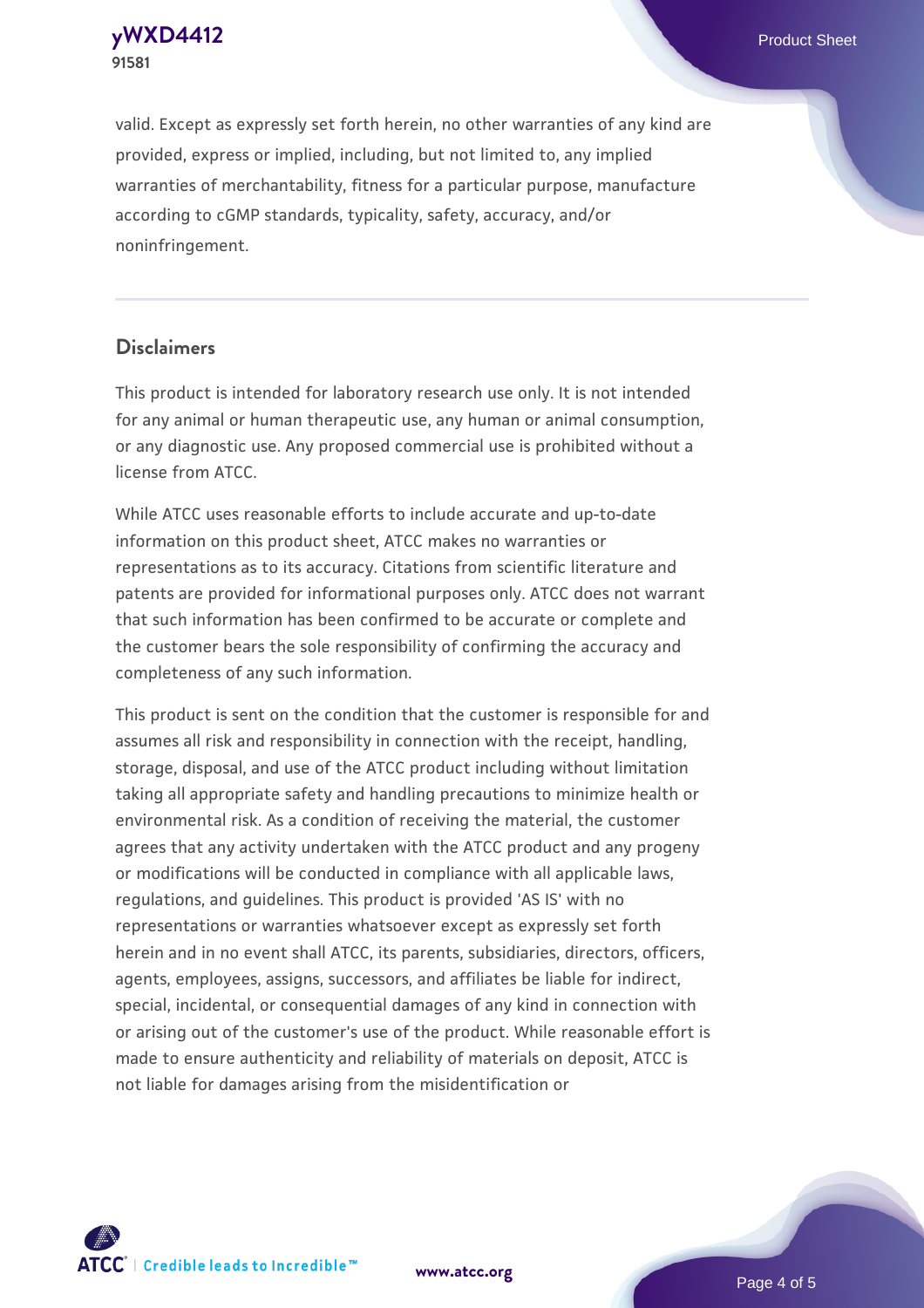valid. Except as expressly set forth herein, no other warranties of any kind are provided, express or implied, including, but not limited to, any implied warranties of merchantability, fitness for a particular purpose, manufacture according to cGMP standards, typicality, safety, accuracy, and/or noninfringement.

## Disclaimers

This product is intended for laboratory research use only. It is not intended for any animal or human therapeutic use, any human or animal consumption, or any diagnostic use. Any proposed commercial use is prohibited without a license from ATCC.

While ATCC uses reasonable efforts to include accurate and up-to-date information on this product sheet, ATCC makes no warranties or representations as to its accuracy. Citations from scientific literature and patents are provided for informational purposes only. ATCC does not warrant that such information has been confirmed to be accurate or complete and the customer bears the sole responsibility of confirming the accuracy and completeness of any such information.

This product is sent on the condition that the customer is responsible for and assumes all risk and responsibility in connection with the receipt, handling, storage, disposal, and use of the ATCC product including without limitation taking all appropriate safety and handling precautions to minimize health or environmental risk. As a condition of receiving the material, the customer agrees that any activity undertaken with the ATCC product and any progeny or modifications will be conducted in compliance with all applicable laws, regulations, and guidelines. This product is provided 'AS IS' with no representations or warranties whatsoever except as expressly set forth herein and in no event shall ATCC, its parents, subsidiaries, directors, officers, agents, employees, assigns, successors, and affiliates be liable for indirect, special, incidental, or consequential damages of any kind in connection with or arising out of the customer's use of the product. While reasonable effort is made to ensure authenticity and reliability of materials on deposit, ATCC is not liable for damages arising from the misidentification or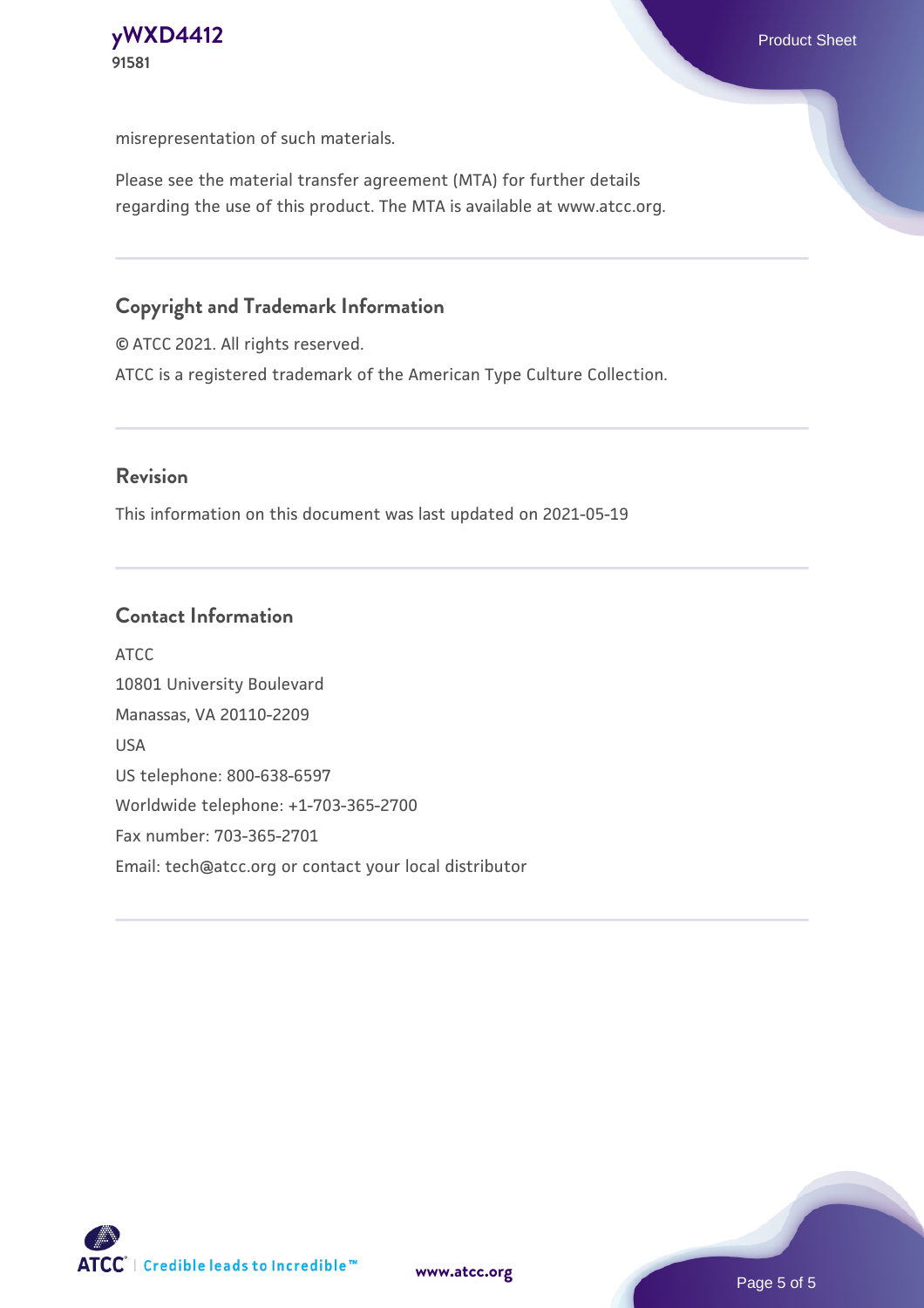misrepresentation of such materials.

Please see the material transfer agreement (MTA) for further details regarding the use of this product. The MTA is available at www.atcc.org.

## Copyright and Trademark Information

© ATCC 2021. All rights reserved.

ATCC is a registered trademark of the American Type Culture Collection.

## Revision

This information on this document was last updated on 2021-05-19

## Contact Information

ATCC
10801 University Boulevard
Manassas, VA 20110-2209
USA
US telephone: 800-638-6597
Worldwide telephone: +1-703-365-2700
Fax number: 703-365-2701
Email: tech@atcc.org or contact your local distributor